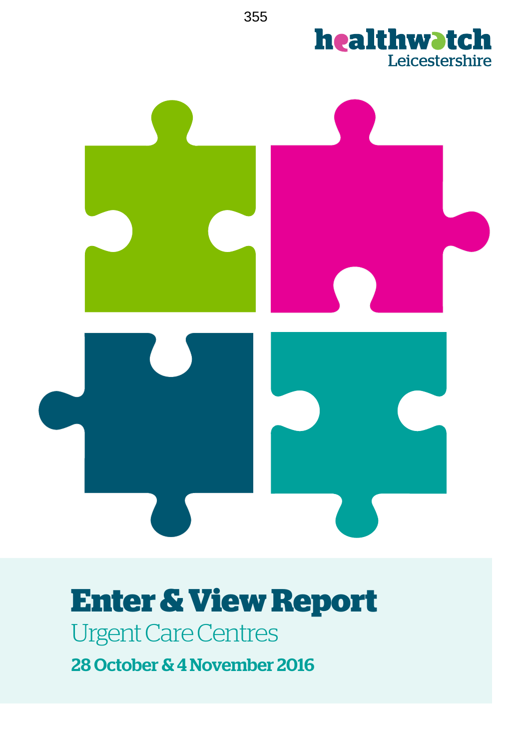healthwatch Leicestershire

# Enter & View Report

## Urgent Care Centres

**28 October & 4 November 2016**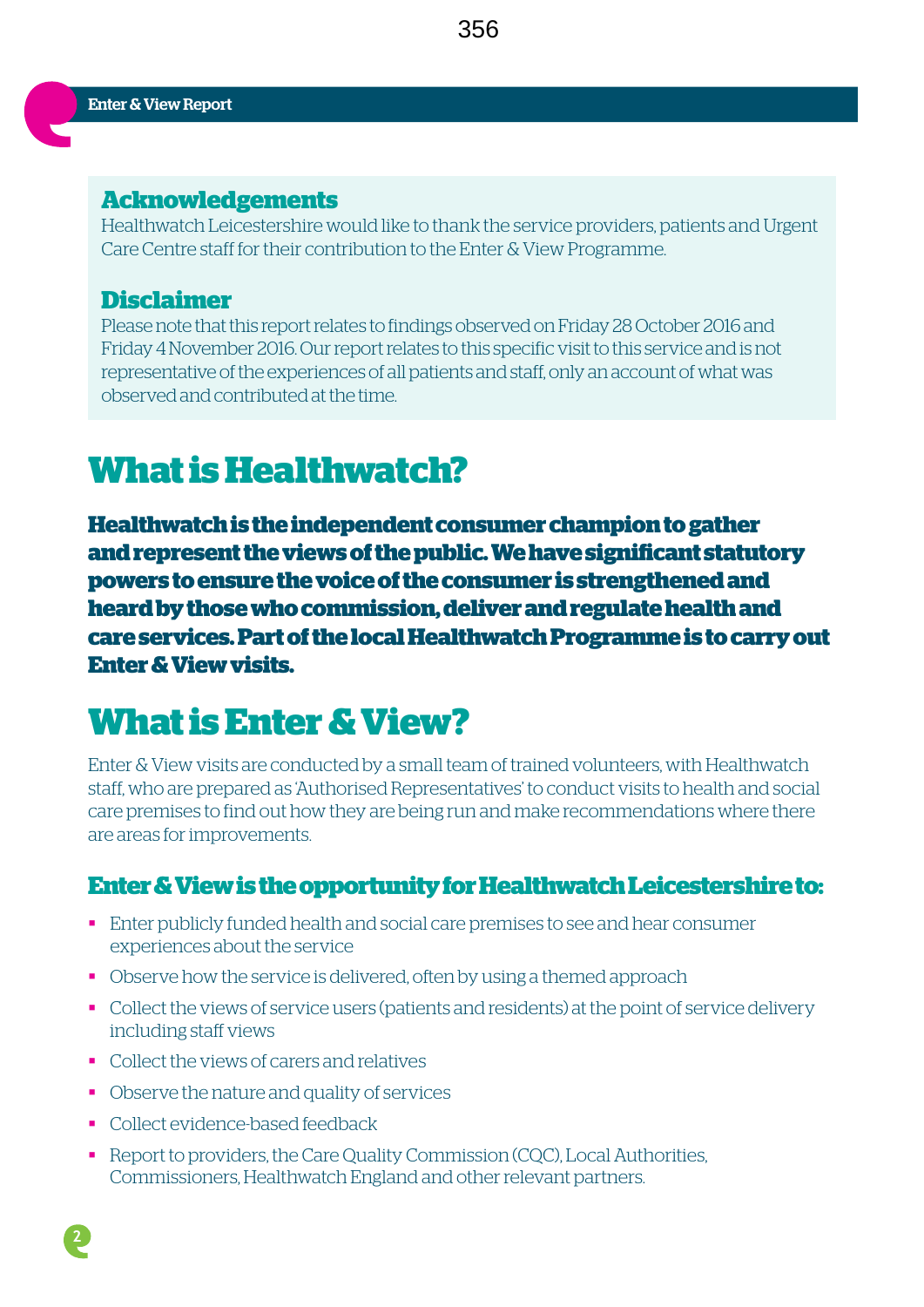## Acknowledgements

Healthwatch Leicestershire would like to thank the service providers, patients and Urgent Care Centre staff for their contribution to the Enter & View Programme.

## Disclaimer

Please note that this report relates to findings observed on Friday 28 October 2016 and Friday 4 November 2016. Our report relates to this specific visit to this service and is not representative of the experiences of all patients and staff, only an account of what was observed and contributed at the time.

# What is Healthwatch?

**Healthwatch is the independent consumer champion to gather and represent the views of the public. We have significant statutory powers to ensure the voice of the consumer is strengthened and heard by those who commission, deliver and regulate health and care services. Part of the local Healthwatch Programme is to carry out Enter & View visits.**

# What is Enter & View?

Enter & View visits are conducted by a small team of trained volunteers, with Healthwatch staff, who are prepared as 'Authorised Representatives' to conduct visits to health and social care premises to find out how they are being run and make recommendations where there are areas for improvements.

### Enter & View is the opportunity for Healthwatch Leicestershire to:

- Enter publicly funded health and social care premises to see and hear consumer experiences about the service
- Observe how the service is delivered, often by using a themed approach
- Collect the views of service users (patients and residents) at the point of service delivery including staff views
- Collect the views of carers and relatives
- Observe the nature and quality of services
- Collect evidence-based feedback
- Report to providers, the Care Quality Commission (CQC), Local Authorities, Commissioners, Healthwatch England and other relevant partners.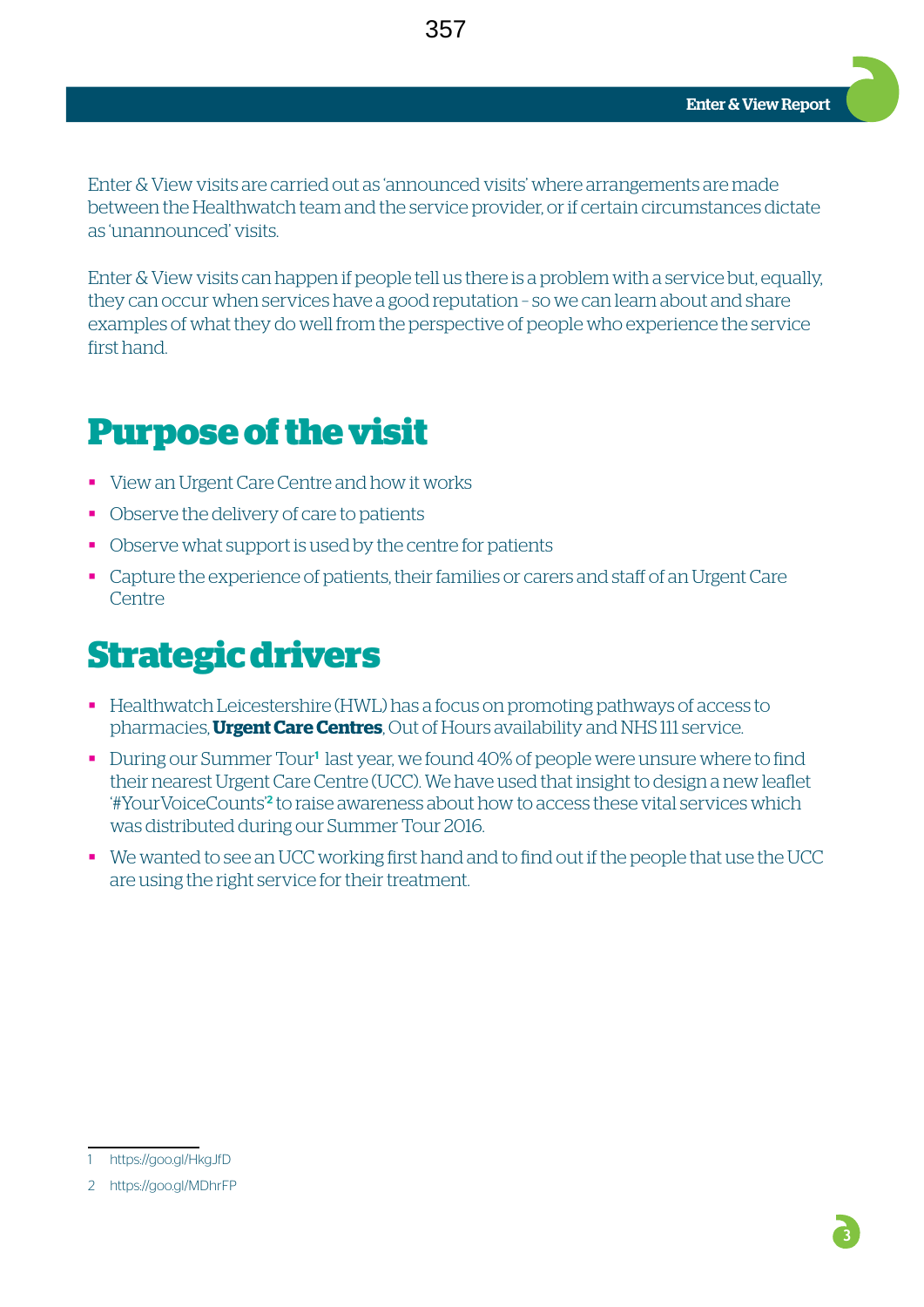Enter & View visits are carried out as 'announced visits' where arrangements are made between the Healthwatch team and the service provider, or if certain circumstances dictate as 'unannounced' visits.

Enter & View visits can happen if people tell us there is a problem with a service but, equally, they can occur when services have a good reputation – so we can learn about and share examples of what they do well from the perspective of people who experience the service first hand.

# Purpose of the visit

- View an Urgent Care Centre and how it works
- Observe the delivery of care to patients
- Observe what support is used by the centre for patients
- Capture the experience of patients, their families or carers and staff of an Urgent Care Centre

# Strategic drivers

- Healthwatch Leicestershire (HWL) has a focus on promoting pathways of access to pharmacies, **Urgent Care Centres**, Out of Hours availability and NHS 111 service.
- During our Summer Tour[1] last year, we found 40% of people were unsure where to find their nearest Urgent Care Centre (UCC). We have used that insight to design a new leaflet '#YourVoiceCounts'[2] to raise awareness about how to access these vital services which was distributed during our Summer Tour 2016.
- We wanted to see an UCC working first hand and to find out if the people that use the UCC are using the right service for their treatment.

1 https://goo.gl/HkgJfD

2 https://goo.gl/MDhrFP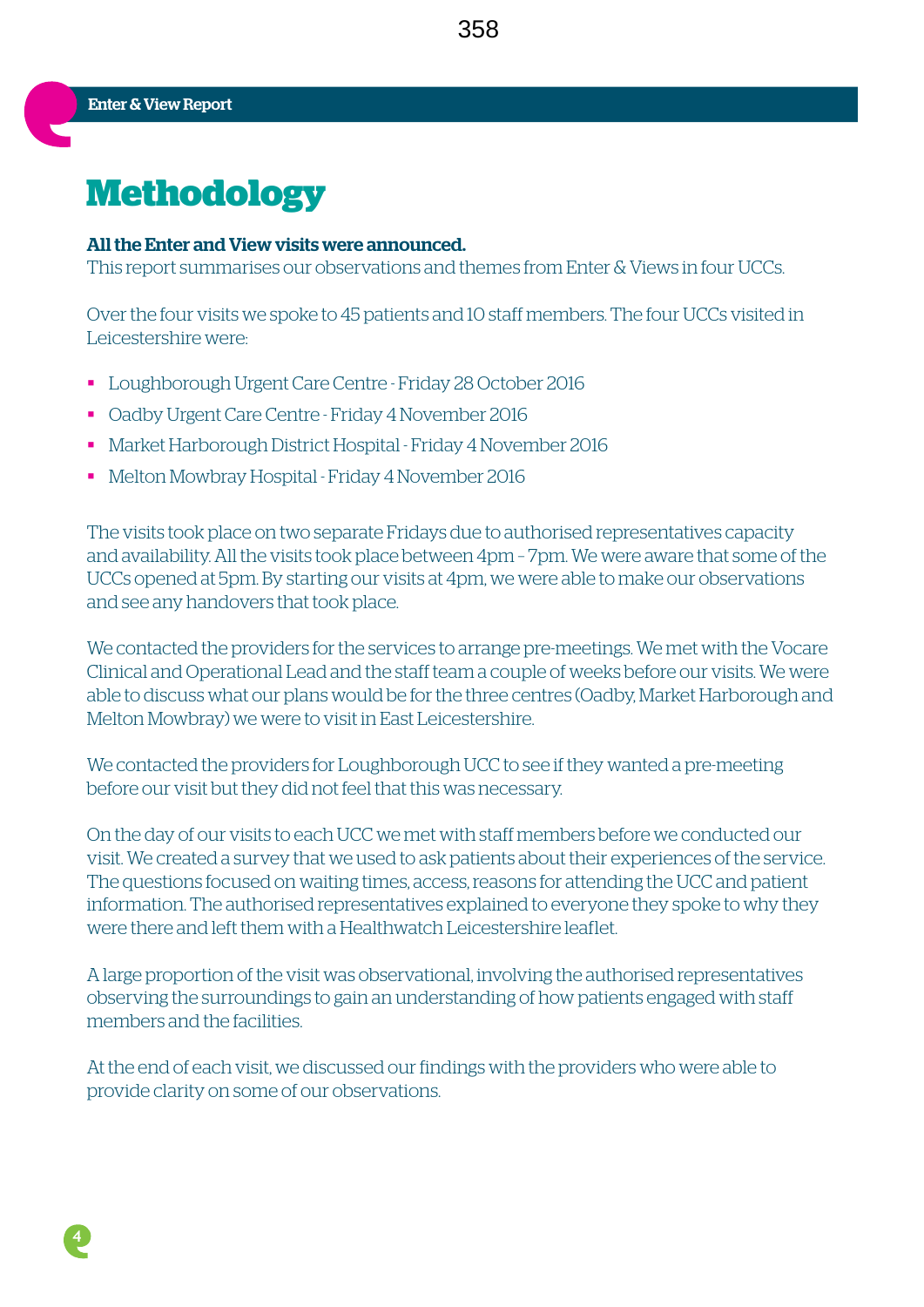# Methodology

**All the Enter and View visits were announced.**
This report summarises our observations and themes from Enter & Views in four UCCs.

Over the four visits we spoke to 45 patients and 10 staff members. The four UCCs visited in Leicestershire were:

- Loughborough Urgent Care Centre - Friday 28 October 2016
- Oadby Urgent Care Centre - Friday 4 November 2016
- Market Harborough District Hospital - Friday 4 November 2016
- Melton Mowbray Hospital - Friday 4 November 2016

The visits took place on two separate Fridays due to authorised representatives capacity and availability. All the visits took place between 4pm – 7pm. We were aware that some of the UCCs opened at 5pm. By starting our visits at 4pm, we were able to make our observations and see any handovers that took place.

We contacted the providers for the services to arrange pre-meetings. We met with the Vocare Clinical and Operational Lead and the staff team a couple of weeks before our visits. We were able to discuss what our plans would be for the three centres (Oadby, Market Harborough and Melton Mowbray) we were to visit in East Leicestershire.

We contacted the providers for Loughborough UCC to see if they wanted a pre-meeting before our visit but they did not feel that this was necessary.

On the day of our visits to each UCC we met with staff members before we conducted our visit. We created a survey that we used to ask patients about their experiences of the service. The questions focused on waiting times, access, reasons for attending the UCC and patient information. The authorised representatives explained to everyone they spoke to why they were there and left them with a Healthwatch Leicestershire leaflet.

A large proportion of the visit was observational, involving the authorised representatives observing the surroundings to gain an understanding of how patients engaged with staff members and the facilities.

At the end of each visit, we discussed our findings with the providers who were able to provide clarity on some of our observations.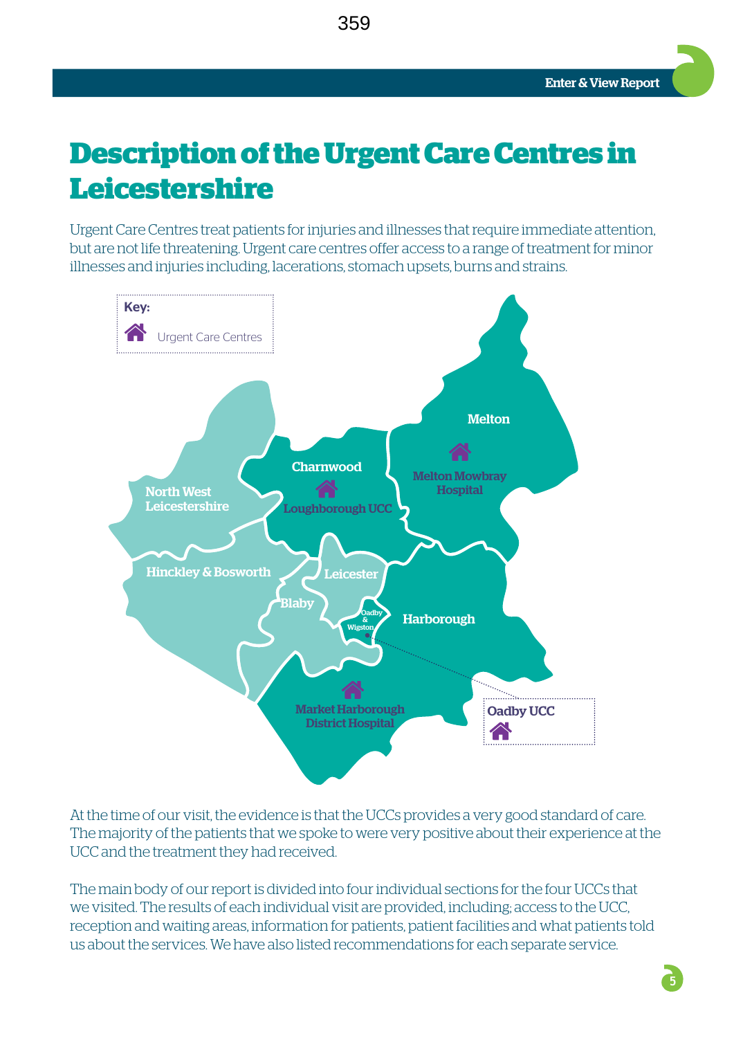# Description of the Urgent Care Centres in Leicestershire

Urgent Care Centres treat patients for injuries and illnesses that require immediate attention, but are not life threatening. Urgent care centres offer access to a range of treatment for minor illnesses and injuries including, lacerations, stomach upsets, burns and strains.

Key: Urgent Care Centres

North West Leicestershire, Charnwood (Loughborough UCC), Melton (Melton Mowbray Hospital), Hinckley & Bosworth, Leicester, Blaby, Oadby & Wigston (Oadby UCC), Harborough (Market Harborough District Hospital)

At the time of our visit, the evidence is that the UCCs provides a very good standard of care. The majority of the patients that we spoke to were very positive about their experience at the UCC and the treatment they had received.

The main body of our report is divided into four individual sections for the four UCCs that we visited. The results of each individual visit are provided, including; access to the UCC, reception and waiting areas, information for patients, patient facilities and what patients told us about the services. We have also listed recommendations for each separate service.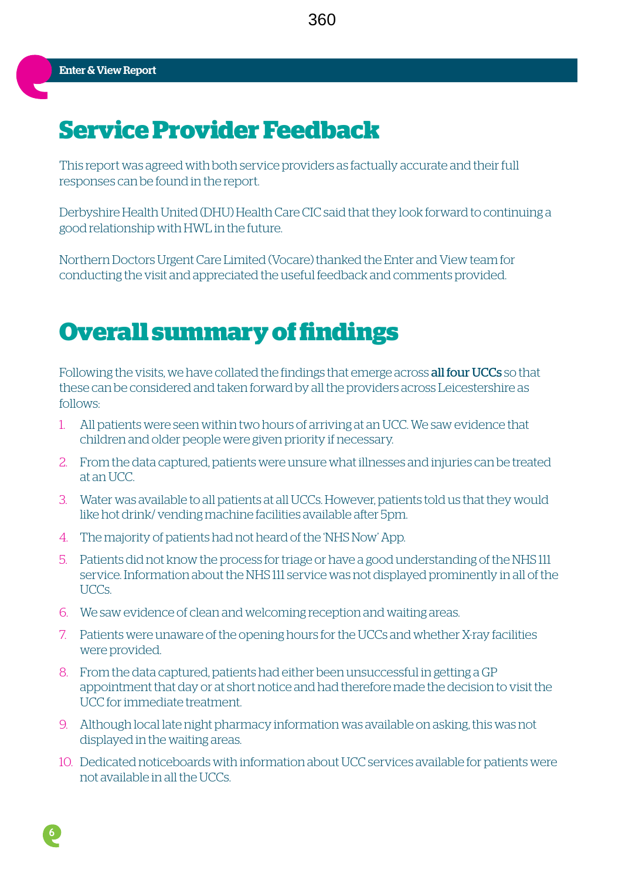# Service Provider Feedback

This report was agreed with both service providers as factually accurate and their full responses can be found in the report.

Derbyshire Health United (DHU) Health Care CIC said that they look forward to continuing a good relationship with HWL in the future.

Northern Doctors Urgent Care Limited (Vocare) thanked the Enter and View team for conducting the visit and appreciated the useful feedback and comments provided.

# Overall summary of findings

Following the visits, we have collated the findings that emerge across **all four UCCs** so that these can be considered and taken forward by all the providers across Leicestershire as follows:

1. All patients were seen within two hours of arriving at an UCC. We saw evidence that children and older people were given priority if necessary.
2. From the data captured, patients were unsure what illnesses and injuries can be treated at an UCC.
3. Water was available to all patients at all UCCs. However, patients told us that they would like hot drink/ vending machine facilities available after 5pm.
4. The majority of patients had not heard of the 'NHS Now' App.
5. Patients did not know the process for triage or have a good understanding of the NHS 111 service. Information about the NHS 111 service was not displayed prominently in all of the UCCs.
6. We saw evidence of clean and welcoming reception and waiting areas.
7. Patients were unaware of the opening hours for the UCCs and whether X-ray facilities were provided.
8. From the data captured, patients had either been unsuccessful in getting a GP appointment that day or at short notice and had therefore made the decision to visit the UCC for immediate treatment.
9. Although local late night pharmacy information was available on asking, this was not displayed in the waiting areas.
10. Dedicated noticeboards with information about UCC services available for patients were not available in all the UCCs.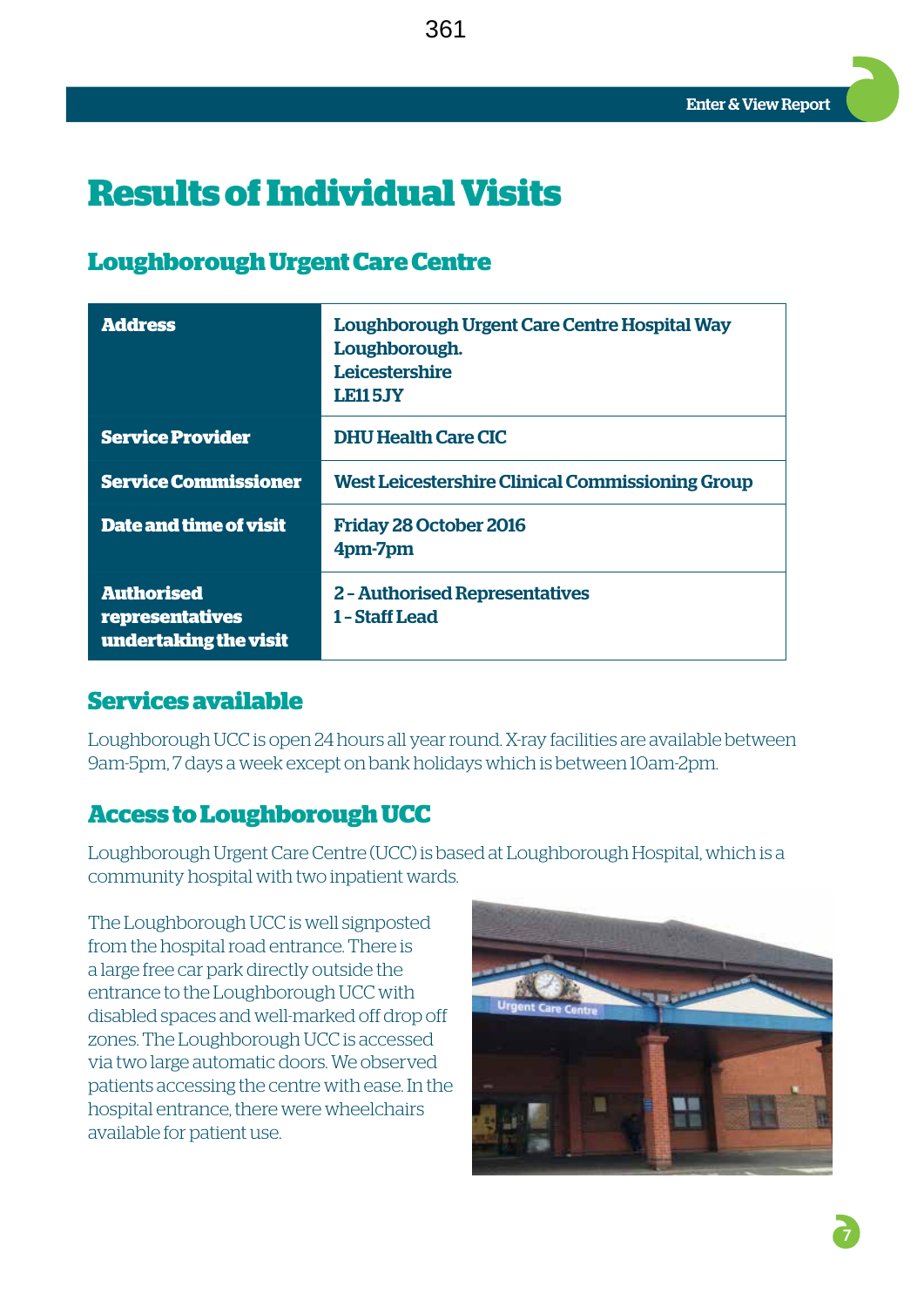# Results of Individual Visits

## Loughborough Urgent Care Centre

| | |
|---|---|
| **Address** | Loughborough Urgent Care Centre Hospital Way Loughborough. Leicestershire LE11 5JY |
| **Service Provider** | DHU Health Care CIC |
| **Service Commissioner** | West Leicestershire Clinical Commissioning Group |
| **Date and time of visit** | Friday 28 October 2016 4pm-7pm |
| **Authorised representatives undertaking the visit** | 2 - Authorised Representatives 1 - Staff Lead |

## Services available

Loughborough UCC is open 24 hours all year round. X-ray facilities are available between 9am-5pm, 7 days a week except on bank holidays which is between 10am-2pm.

## Access to Loughborough UCC

Loughborough Urgent Care Centre (UCC) is based at Loughborough Hospital, which is a community hospital with two inpatient wards.

The Loughborough UCC is well signposted from the hospital road entrance. There is a large free car park directly outside the entrance to the Loughborough UCC with disabled spaces and well-marked off drop off zones. The Loughborough UCC is accessed via two large automatic doors. We observed patients accessing the centre with ease. In the hospital entrance, there were wheelchairs available for patient use.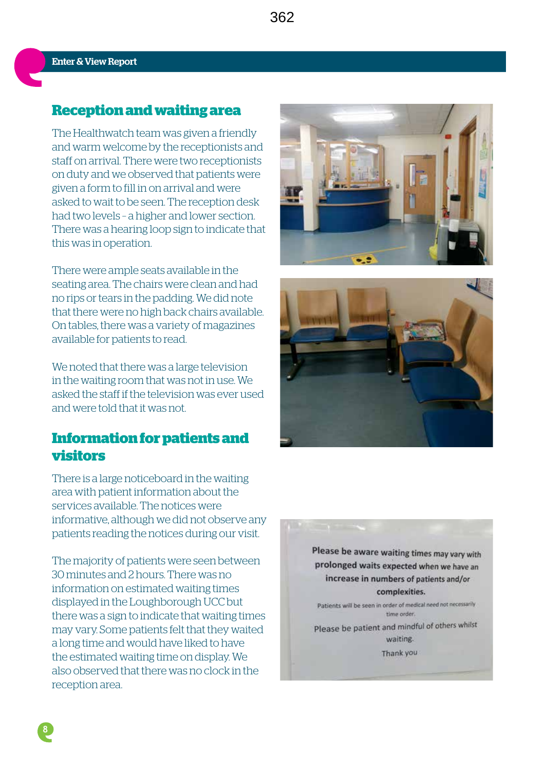## Reception and waiting area

The Healthwatch team was given a friendly and warm welcome by the receptionists and staff on arrival. There were two receptionists on duty and we observed that patients were given a form to fill in on arrival and were asked to wait to be seen. The reception desk had two levels - a higher and lower section. There was a hearing loop sign to indicate that this was in operation.

There were ample seats available in the seating area. The chairs were clean and had no rips or tears in the padding. We did note that there were no high back chairs available. On tables, there was a variety of magazines available for patients to read.

We noted that there was a large television in the waiting room that was not in use. We asked the staff if the television was ever used and were told that it was not.

## Information for patients and visitors

There is a large noticeboard in the waiting area with patient information about the services available. The notices were informative, although we did not observe any patients reading the notices during our visit.

The majority of patients were seen between 30 minutes and 2 hours. There was no information on estimated waiting times displayed in the Loughborough UCC but there was a sign to indicate that waiting times may vary. Some patients felt that they waited a long time and would have liked to have the estimated waiting time on display. We also observed that there was no clock in the reception area.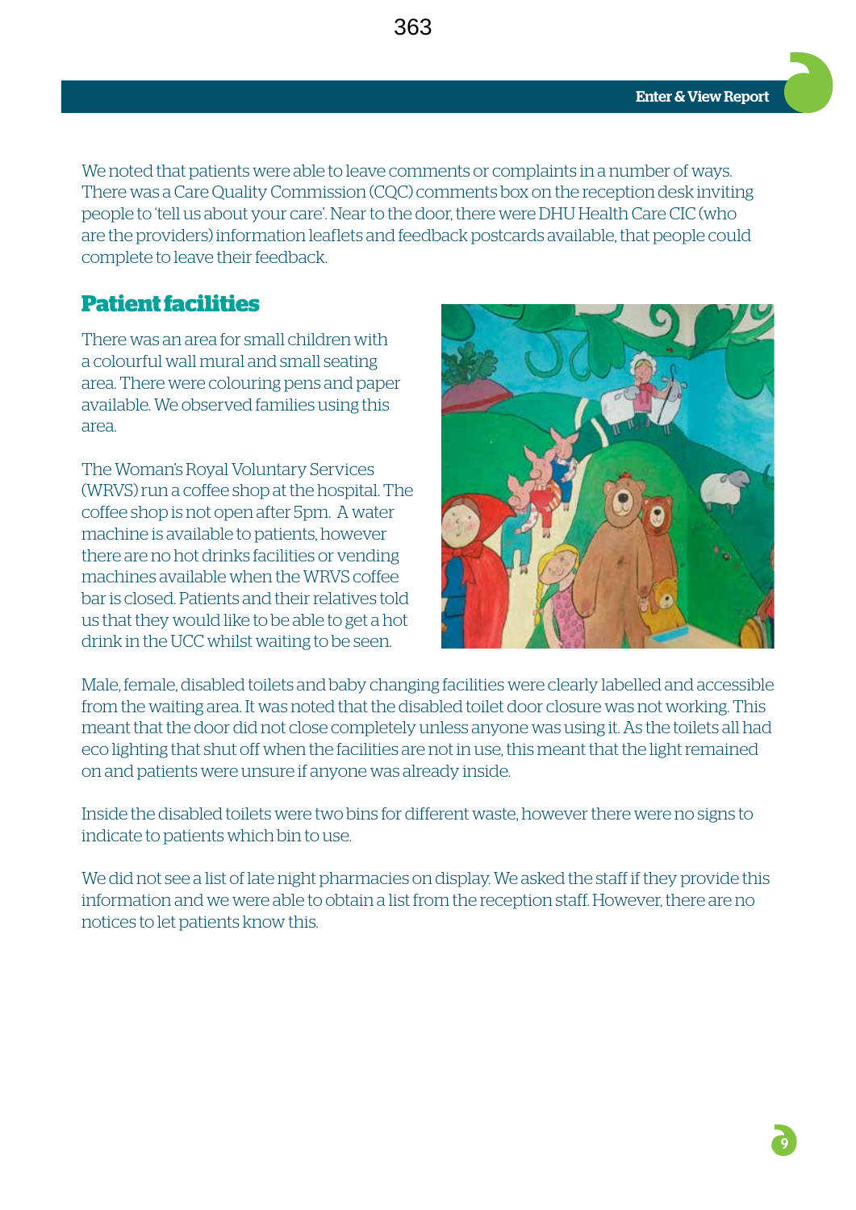We noted that patients were able to leave comments or complaints in a number of ways. There was a Care Quality Commission (CQC) comments box on the reception desk inviting people to 'tell us about your care'. Near to the door, there were DHU Health Care CIC (who are the providers) information leaflets and feedback postcards available, that people could complete to leave their feedback.

## Patient facilities

There was an area for small children with a colourful wall mural and small seating area. There were colouring pens and paper available. We observed families using this area.

The Woman's Royal Voluntary Services (WRVS) run a coffee shop at the hospital. The coffee shop is not open after 5pm. A water machine is available to patients, however there are no hot drinks facilities or vending machines available when the WRVS coffee bar is closed. Patients and their relatives told us that they would like to be able to get a hot drink in the UCC whilst waiting to be seen.

Male, female, disabled toilets and baby changing facilities were clearly labelled and accessible from the waiting area. It was noted that the disabled toilet door closure was not working. This meant that the door did not close completely unless anyone was using it. As the toilets all had eco lighting that shut off when the facilities are not in use, this meant that the light remained on and patients were unsure if anyone was already inside.

Inside the disabled toilets were two bins for different waste, however there were no signs to indicate to patients which bin to use.

We did not see a list of late night pharmacies on display. We asked the staff if they provide this information and we were able to obtain a list from the reception staff. However, there are no notices to let patients know this.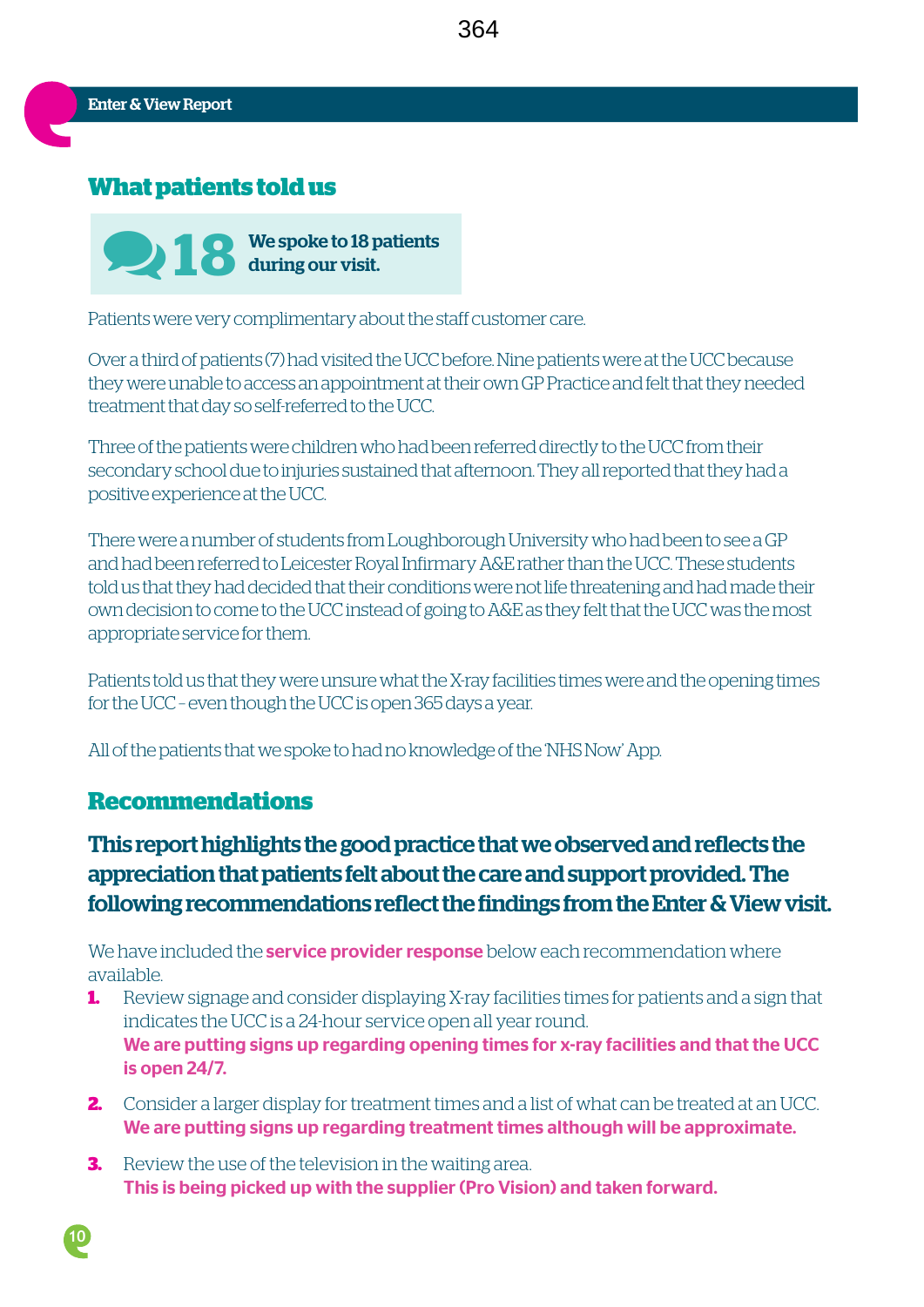## What patients told us

**18** We spoke to 18 patients during our visit.

Patients were very complimentary about the staff customer care.

Over a third of patients (7) had visited the UCC before. Nine patients were at the UCC because they were unable to access an appointment at their own GP Practice and felt that they needed treatment that day so self-referred to the UCC.

Three of the patients were children who had been referred directly to the UCC from their secondary school due to injuries sustained that afternoon. They all reported that they had a positive experience at the UCC.

There were a number of students from Loughborough University who had been to see a GP and had been referred to Leicester Royal Infirmary A&E rather than the UCC. These students told us that they had decided that their conditions were not life threatening and had made their own decision to come to the UCC instead of going to A&E as they felt that the UCC was the most appropriate service for them.

Patients told us that they were unsure what the X-ray facilities times were and the opening times for the UCC – even though the UCC is open 365 days a year.

All of the patients that we spoke to had no knowledge of the 'NHS Now' App.

## Recommendations

### This report highlights the good practice that we observed and reflects the appreciation that patients felt about the care and support provided. The following recommendations reflect the findings from the Enter & View visit.

We have included the **service provider response** below each recommendation where available.

1. Review signage and consider displaying X-ray facilities times for patients and a sign that indicates the UCC is a 24-hour service open all year round.
   **We are putting signs up regarding opening times for x-ray facilities and that the UCC is open 24/7.**

2. Consider a larger display for treatment times and a list of what can be treated at an UCC.
   **We are putting signs up regarding treatment times although will be approximate.**

3. Review the use of the television in the waiting area.
   **This is being picked up with the supplier (Pro Vision) and taken forward.**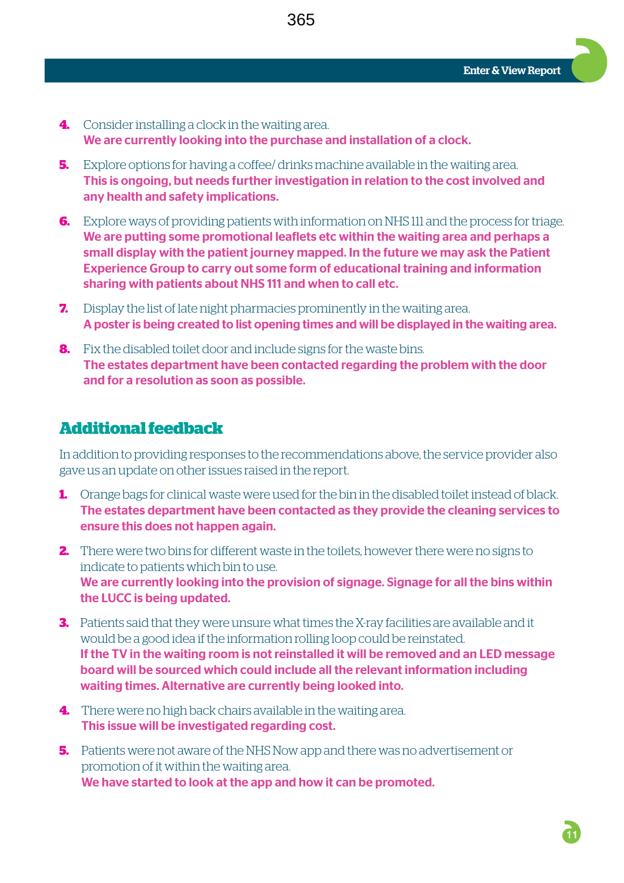4. Consider installing a clock in the waiting area.
   **We are currently looking into the purchase and installation of a clock.**

5. Explore options for having a coffee/ drinks machine available in the waiting area.
   **This is ongoing, but needs further investigation in relation to the cost involved and any health and safety implications.**

6. Explore ways of providing patients with information on NHS 111 and the process for triage.
   **We are putting some promotional leaflets etc within the waiting area and perhaps a small display with the patient journey mapped. In the future we may ask the Patient Experience Group to carry out some form of educational training and information sharing with patients about NHS 111 and when to call etc.**

7. Display the list of late night pharmacies prominently in the waiting area.
   **A poster is being created to list opening times and will be displayed in the waiting area.**

8. Fix the disabled toilet door and include signs for the waste bins.
   **The estates department have been contacted regarding the problem with the door and for a resolution as soon as possible.**

## Additional feedback

In addition to providing responses to the recommendations above, the service provider also gave us an update on other issues raised in the report.

1. Orange bags for clinical waste were used for the bin in the disabled toilet instead of black.
   **The estates department have been contacted as they provide the cleaning services to ensure this does not happen again.**

2. There were two bins for different waste in the toilets, however there were no signs to indicate to patients which bin to use.
   **We are currently looking into the provision of signage. Signage for all the bins within the LUCC is being updated.**

3. Patients said that they were unsure what times the X-ray facilities are available and it would be a good idea if the information rolling loop could be reinstated.
   **If the TV in the waiting room is not reinstalled it will be removed and an LED message board will be sourced which could include all the relevant information including waiting times. Alternative are currently being looked into.**

4. There were no high back chairs available in the waiting area.
   **This issue will be investigated regarding cost.**

5. Patients were not aware of the NHS Now app and there was no advertisement or promotion of it within the waiting area.
   **We have started to look at the app and how it can be promoted.**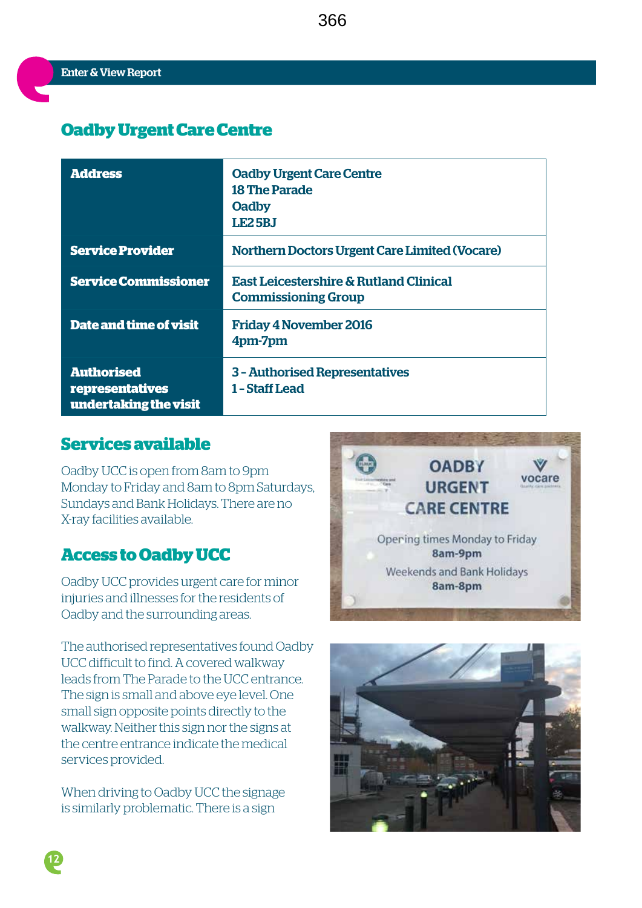## Oadby Urgent Care Centre

| | |
|---|---|
| **Address** | Oadby Urgent Care Centre<br>18 The Parade<br>Oadby<br>LE2 5BJ |
| **Service Provider** | Northern Doctors Urgent Care Limited (Vocare) |
| **Service Commissioner** | East Leicestershire & Rutland Clinical Commissioning Group |
| **Date and time of visit** | Friday 4 November 2016<br>4pm-7pm |
| **Authorised representatives undertaking the visit** | 3 - Authorised Representatives<br>1 - Staff Lead |

### Services available

Oadby UCC is open from 8am to 9pm Monday to Friday and 8am to 8pm Saturdays, Sundays and Bank Holidays. There are no X-ray facilities available.

### Access to Oadby UCC

Oadby UCC provides urgent care for minor injuries and illnesses for the residents of Oadby and the surrounding areas.

The authorised representatives found Oadby UCC difficult to find. A covered walkway leads from The Parade to the UCC entrance. The sign is small and above eye level. One small sign opposite points directly to the walkway. Neither this sign nor the signs at the centre entrance indicate the medical services provided.

When driving to Oadby UCC the signage is similarly problematic. There is a sign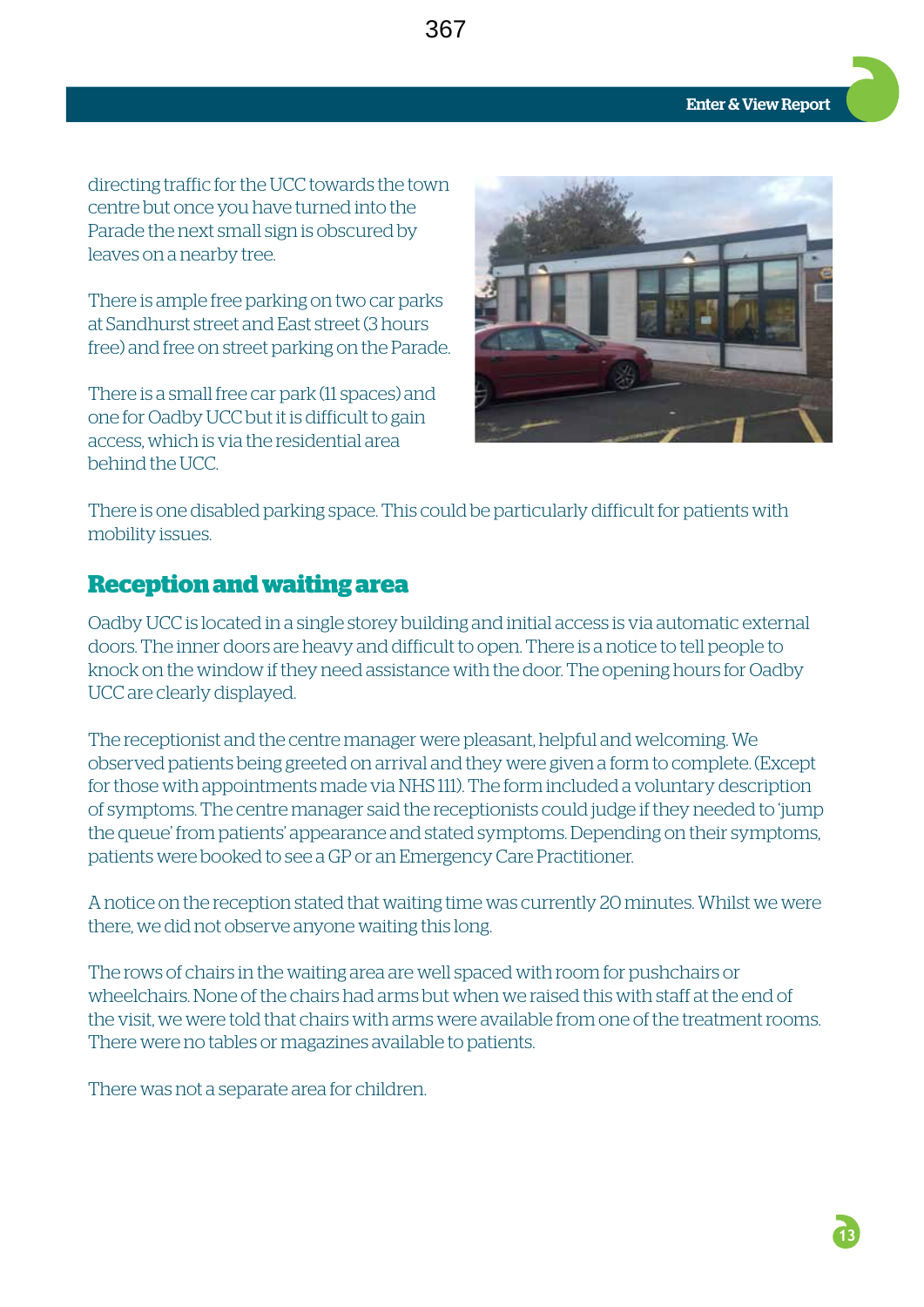directing traffic for the UCC towards the town centre but once you have turned into the Parade the next small sign is obscured by leaves on a nearby tree.

There is ample free parking on two car parks at Sandhurst street and East street (3 hours free) and free on street parking on the Parade.

There is a small free car park (11 spaces) and one for Oadby UCC but it is difficult to gain access, which is via the residential area behind the UCC.

There is one disabled parking space. This could be particularly difficult for patients with mobility issues.

## Reception and waiting area

Oadby UCC is located in a single storey building and initial access is via automatic external doors. The inner doors are heavy and difficult to open. There is a notice to tell people to knock on the window if they need assistance with the door. The opening hours for Oadby UCC are clearly displayed.

The receptionist and the centre manager were pleasant, helpful and welcoming. We observed patients being greeted on arrival and they were given a form to complete. (Except for those with appointments made via NHS 111). The form included a voluntary description of symptoms. The centre manager said the receptionists could judge if they needed to 'jump the queue' from patients' appearance and stated symptoms. Depending on their symptoms, patients were booked to see a GP or an Emergency Care Practitioner.

A notice on the reception stated that waiting time was currently 20 minutes. Whilst we were there, we did not observe anyone waiting this long.

The rows of chairs in the waiting area are well spaced with room for pushchairs or wheelchairs. None of the chairs had arms but when we raised this with staff at the end of the visit, we were told that chairs with arms were available from one of the treatment rooms. There were no tables or magazines available to patients.

There was not a separate area for children.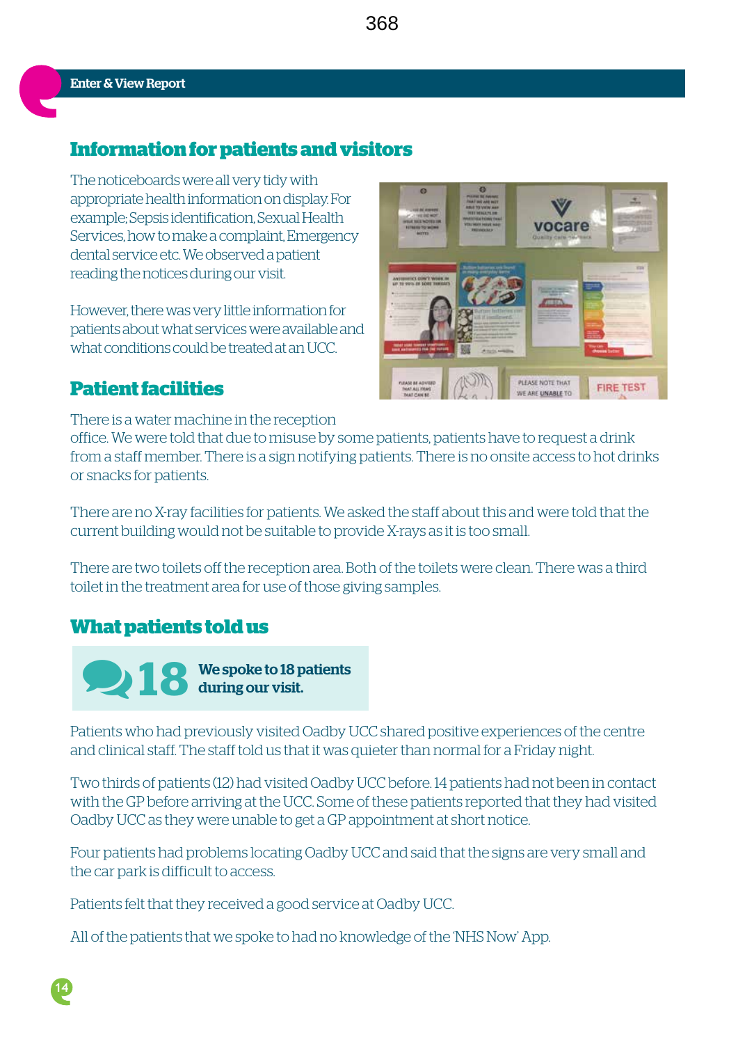## Information for patients and visitors

The noticeboards were all very tidy with appropriate health information on display. For example; Sepsis identification, Sexual Health Services, how to make a complaint, Emergency dental service etc. We observed a patient reading the notices during our visit.

However, there was very little information for patients about what services were available and what conditions could be treated at an UCC.

## Patient facilities

There is a water machine in the reception office. We were told that due to misuse by some patients, patients have to request a drink from a staff member. There is a sign notifying patients. There is no onsite access to hot drinks or snacks for patients.

There are no X-ray facilities for patients. We asked the staff about this and were told that the current building would not be suitable to provide X-rays as it is too small.

There are two toilets off the reception area. Both of the toilets were clean. There was a third toilet in the treatment area for use of those giving samples.

## What patients told us

**18** **We spoke to 18 patients during our visit.**

Patients who had previously visited Oadby UCC shared positive experiences of the centre and clinical staff. The staff told us that it was quieter than normal for a Friday night.

Two thirds of patients (12) had visited Oadby UCC before. 14 patients had not been in contact with the GP before arriving at the UCC. Some of these patients reported that they had visited Oadby UCC as they were unable to get a GP appointment at short notice.

Four patients had problems locating Oadby UCC and said that the signs are very small and the car park is difficult to access.

Patients felt that they received a good service at Oadby UCC.

All of the patients that we spoke to had no knowledge of the 'NHS Now' App.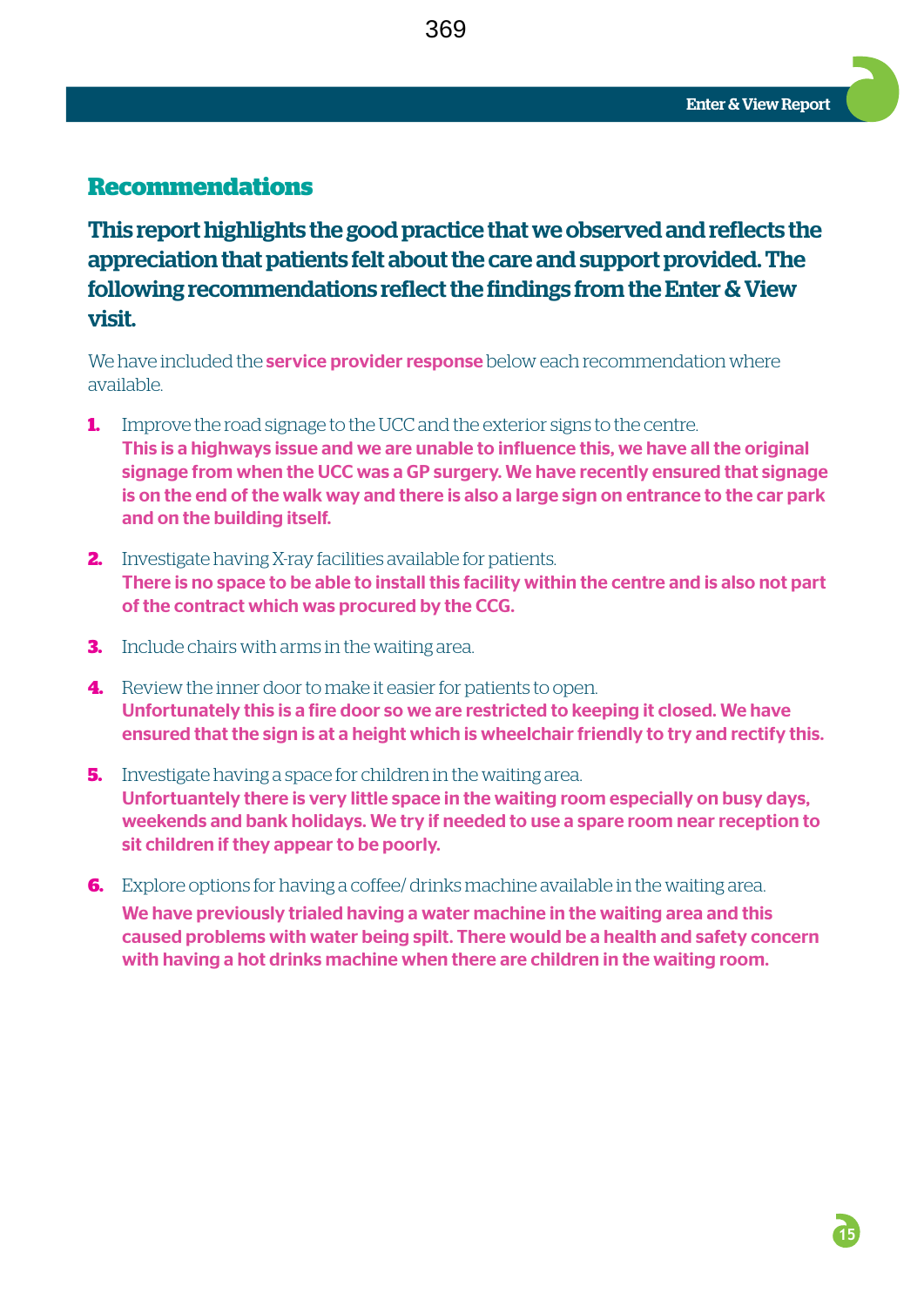## Recommendations

**This report highlights the good practice that we observed and reflects the appreciation that patients felt about the care and support provided. The following recommendations reflect the findings from the Enter & View visit.**

We have included the **service provider response** below each recommendation where available.

1. Improve the road signage to the UCC and the exterior signs to the centre.
   **This is a highways issue and we are unable to influence this, we have all the original signage from when the UCC was a GP surgery. We have recently ensured that signage is on the end of the walk way and there is also a large sign on entrance to the car park and on the building itself.**

2. Investigate having X-ray facilities available for patients.
   **There is no space to be able to install this facility within the centre and is also not part of the contract which was procured by the CCG.**

3. Include chairs with arms in the waiting area.

4. Review the inner door to make it easier for patients to open.
   **Unfortunately this is a fire door so we are restricted to keeping it closed. We have ensured that the sign is at a height which is wheelchair friendly to try and rectify this.**

5. Investigate having a space for children in the waiting area.
   **Unfortuantely there is very little space in the waiting room especially on busy days, weekends and bank holidays. We try if needed to use a spare room near reception to sit children if they appear to be poorly.**

6. Explore options for having a coffee/ drinks machine available in the waiting area.
   **We have previously trialed having a water machine in the waiting area and this caused problems with water being spilt. There would be a health and safety concern with having a hot drinks machine when there are children in the waiting room.**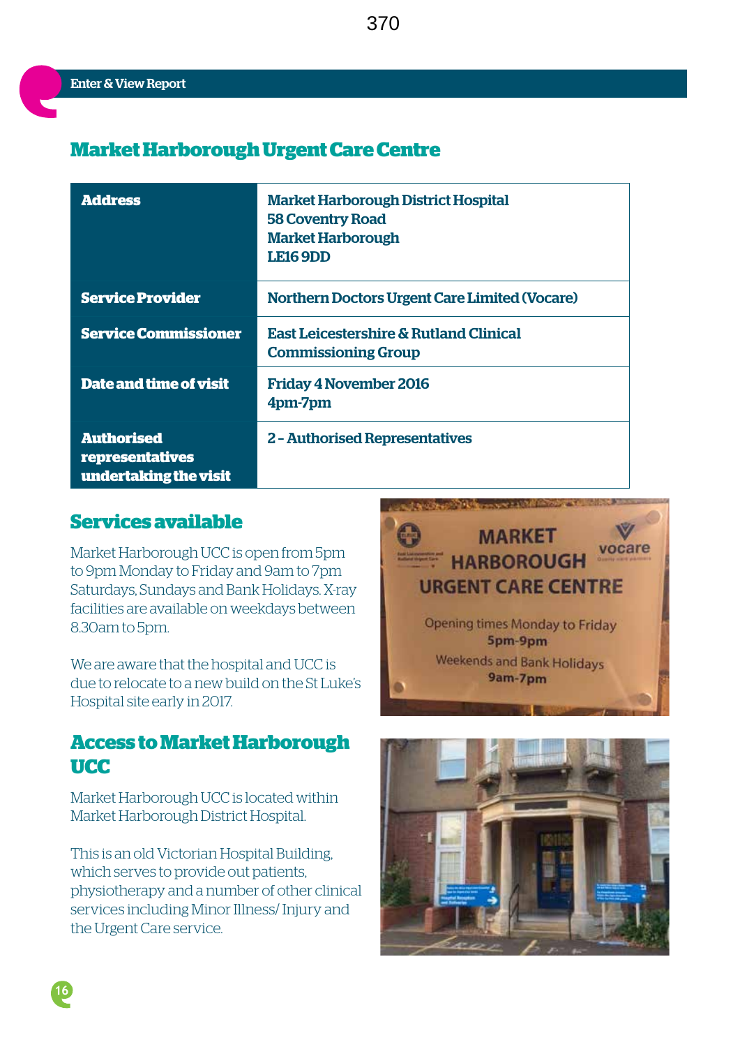## Market Harborough Urgent Care Centre

| | |
|---|---|
| **Address** | Market Harborough District Hospital<br>58 Coventry Road<br>Market Harborough<br>LE16 9DD |
| **Service Provider** | Northern Doctors Urgent Care Limited (Vocare) |
| **Service Commissioner** | East Leicestershire & Rutland Clinical Commissioning Group |
| **Date and time of visit** | Friday 4 November 2016<br>4pm-7pm |
| **Authorised representatives undertaking the visit** | 2 - Authorised Representatives |

## Services available

Market Harborough UCC is open from 5pm to 9pm Monday to Friday and 9am to 7pm Saturdays, Sundays and Bank Holidays. X-ray facilities are available on weekdays between 8.30am to 5pm.

We are aware that the hospital and UCC is due to relocate to a new build on the St Luke's Hospital site early in 2017.

## Access to Market Harborough UCC

Market Harborough UCC is located within Market Harborough District Hospital.

This is an old Victorian Hospital Building, which serves to provide out patients, physiotherapy and a number of other clinical services including Minor Illness/ Injury and the Urgent Care service.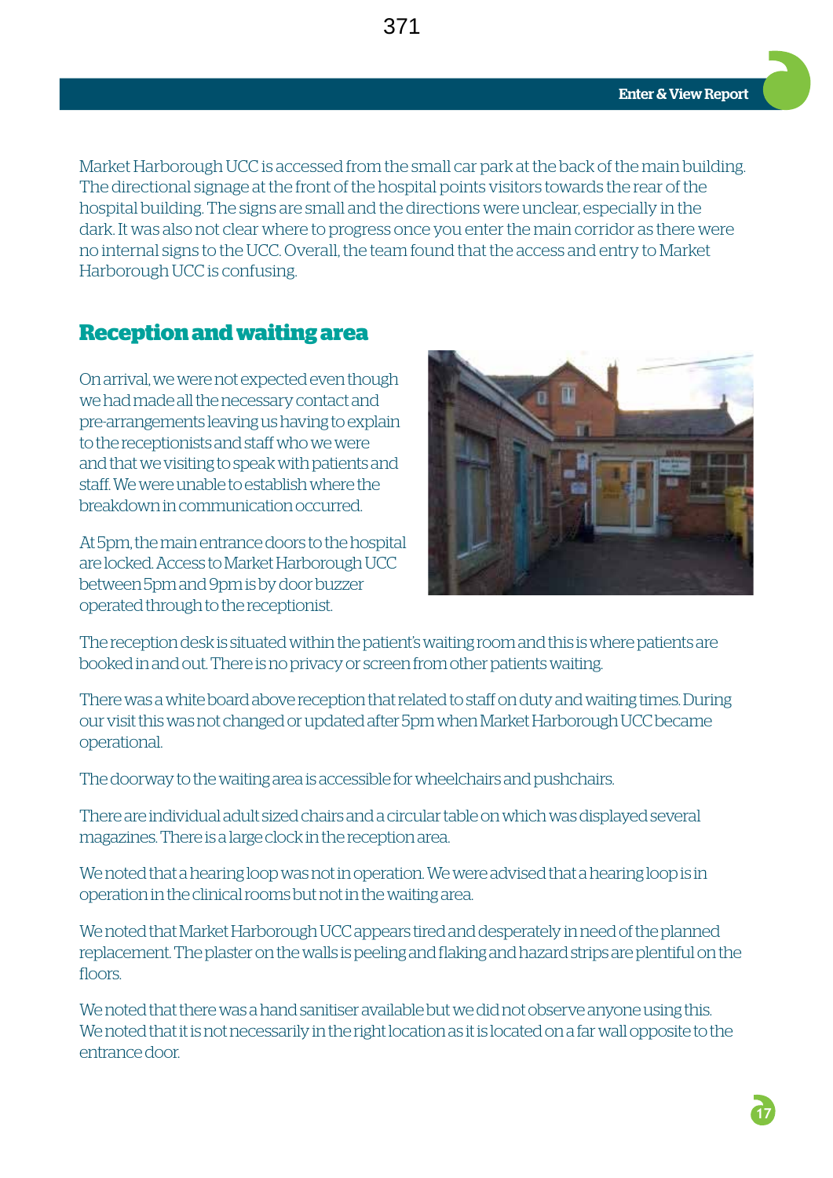Market Harborough UCC is accessed from the small car park at the back of the main building. The directional signage at the front of the hospital points visitors towards the rear of the hospital building. The signs are small and the directions were unclear, especially in the dark. It was also not clear where to progress once you enter the main corridor as there were no internal signs to the UCC. Overall, the team found that the access and entry to Market Harborough UCC is confusing.

## Reception and waiting area

On arrival, we were not expected even though we had made all the necessary contact and pre-arrangements leaving us having to explain to the receptionists and staff who we were and that we visiting to speak with patients and staff. We were unable to establish where the breakdown in communication occurred.

At 5pm, the main entrance doors to the hospital are locked. Access to Market Harborough UCC between 5pm and 9pm is by door buzzer operated through to the receptionist.

The reception desk is situated within the patient's waiting room and this is where patients are booked in and out. There is no privacy or screen from other patients waiting.

There was a white board above reception that related to staff on duty and waiting times. During our visit this was not changed or updated after 5pm when Market Harborough UCC became operational.

The doorway to the waiting area is accessible for wheelchairs and pushchairs.

There are individual adult sized chairs and a circular table on which was displayed several magazines. There is a large clock in the reception area.

We noted that a hearing loop was not in operation. We were advised that a hearing loop is in operation in the clinical rooms but not in the waiting area.

We noted that Market Harborough UCC appears tired and desperately in need of the planned replacement. The plaster on the walls is peeling and flaking and hazard strips are plentiful on the floors.

We noted that there was a hand sanitiser available but we did not observe anyone using this. We noted that it is not necessarily in the right location as it is located on a far wall opposite to the entrance door.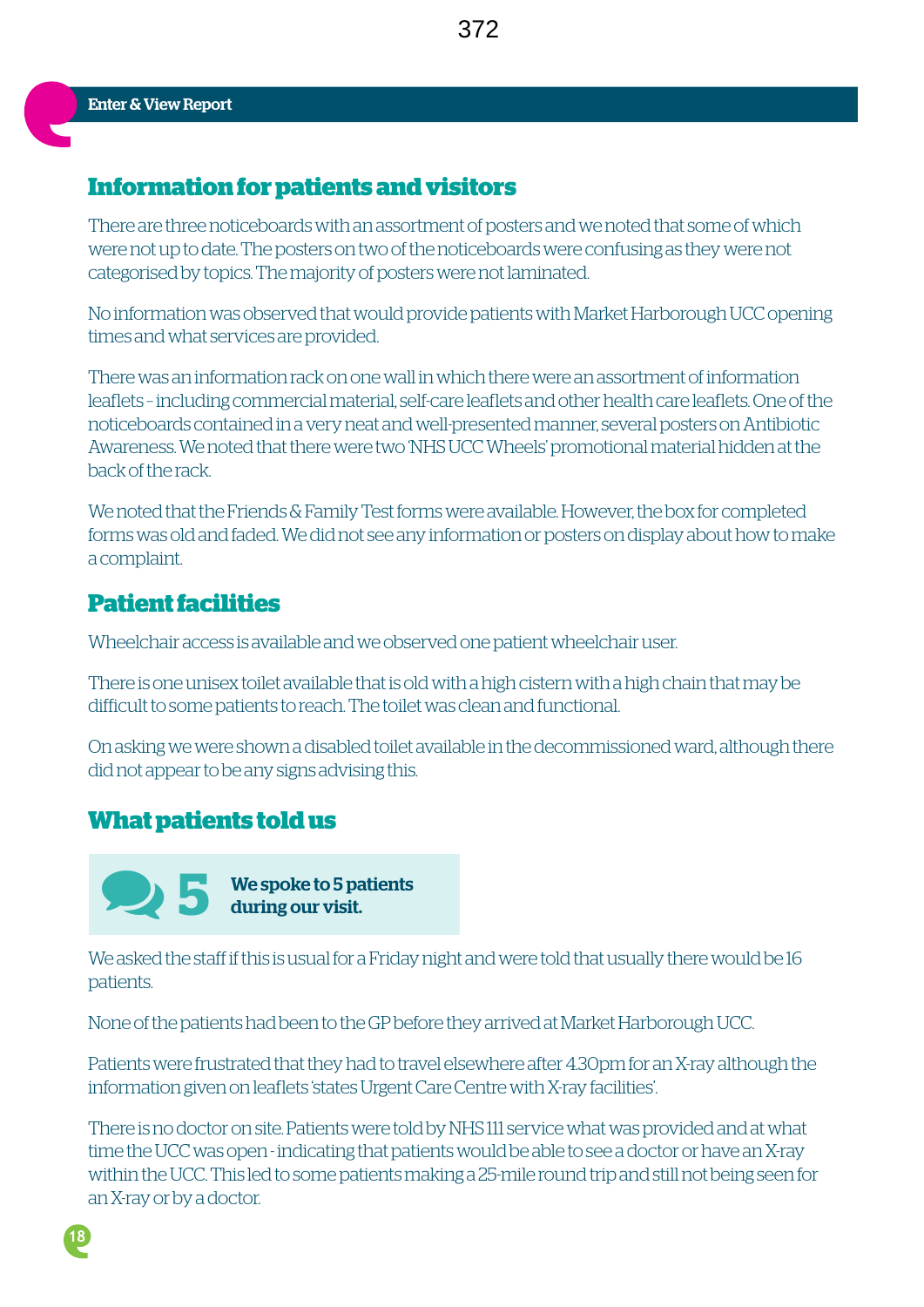## Information for patients and visitors

There are three noticeboards with an assortment of posters and we noted that some of which were not up to date. The posters on two of the noticeboards were confusing as they were not categorised by topics. The majority of posters were not laminated.

No information was observed that would provide patients with Market Harborough UCC opening times and what services are provided.

There was an information rack on one wall in which there were an assortment of information leaflets – including commercial material, self-care leaflets and other health care leaflets. One of the noticeboards contained in a very neat and well-presented manner, several posters on Antibiotic Awareness. We noted that there were two 'NHS UCC Wheels' promotional material hidden at the back of the rack.

We noted that the Friends & Family Test forms were available. However, the box for completed forms was old and faded. We did not see any information or posters on display about how to make a complaint.

## Patient facilities

Wheelchair access is available and we observed one patient wheelchair user.

There is one unisex toilet available that is old with a high cistern with a high chain that may be difficult to some patients to reach. The toilet was clean and functional.

On asking we were shown a disabled toilet available in the decommissioned ward, although there did not appear to be any signs advising this.

## What patients told us

**5** **We spoke to 5 patients during our visit.**

We asked the staff if this is usual for a Friday night and were told that usually there would be 16 patients.

None of the patients had been to the GP before they arrived at Market Harborough UCC.

Patients were frustrated that they had to travel elsewhere after 4.30pm for an X-ray although the information given on leaflets 'states Urgent Care Centre with X-ray facilities'.

There is no doctor on site. Patients were told by NHS 111 service what was provided and at what time the UCC was open - indicating that patients would be able to see a doctor or have an X-ray within the UCC. This led to some patients making a 25-mile round trip and still not being seen for an X-ray or by a doctor.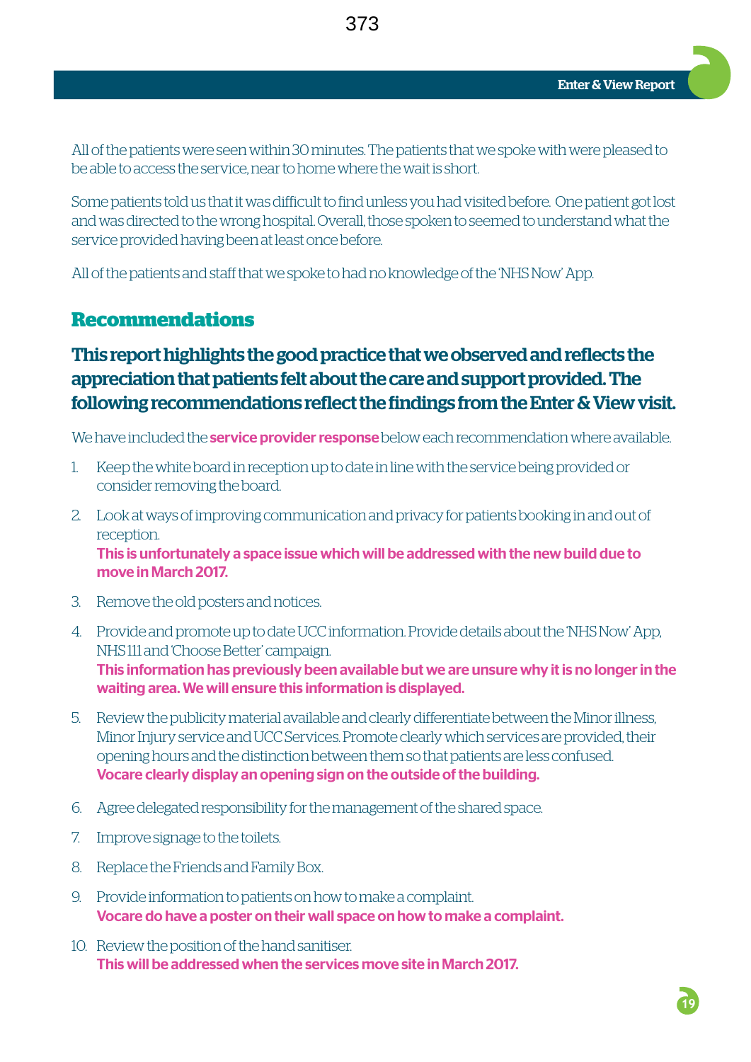All of the patients were seen within 30 minutes. The patients that we spoke with were pleased to be able to access the service, near to home where the wait is short.

Some patients told us that it was difficult to find unless you had visited before. One patient got lost and was directed to the wrong hospital. Overall, those spoken to seemed to understand what the service provided having been at least once before.

All of the patients and staff that we spoke to had no knowledge of the 'NHS Now' App.

## Recommendations

**This report highlights the good practice that we observed and reflects the appreciation that patients felt about the care and support provided. The following recommendations reflect the findings from the Enter & View visit.**

We have included the **service provider response** below each recommendation where available.

1. Keep the white board in reception up to date in line with the service being provided or consider removing the board.
2. Look at ways of improving communication and privacy for patients booking in and out of reception.
   **This is unfortunately a space issue which will be addressed with the new build due to move in March 2017.**
3. Remove the old posters and notices.
4. Provide and promote up to date UCC information. Provide details about the 'NHS Now' App, NHS 111 and 'Choose Better' campaign.
   **This information has previously been available but we are unsure why it is no longer in the waiting area. We will ensure this information is displayed.**
5. Review the publicity material available and clearly differentiate between the Minor illness, Minor Injury service and UCC Services. Promote clearly which services are provided, their opening hours and the distinction between them so that patients are less confused.
   **Vocare clearly display an opening sign on the outside of the building.**
6. Agree delegated responsibility for the management of the shared space.
7. Improve signage to the toilets.
8. Replace the Friends and Family Box.
9. Provide information to patients on how to make a complaint.
   **Vocare do have a poster on their wall space on how to make a complaint.**
10. Review the position of the hand sanitiser.
    **This will be addressed when the services move site in March 2017.**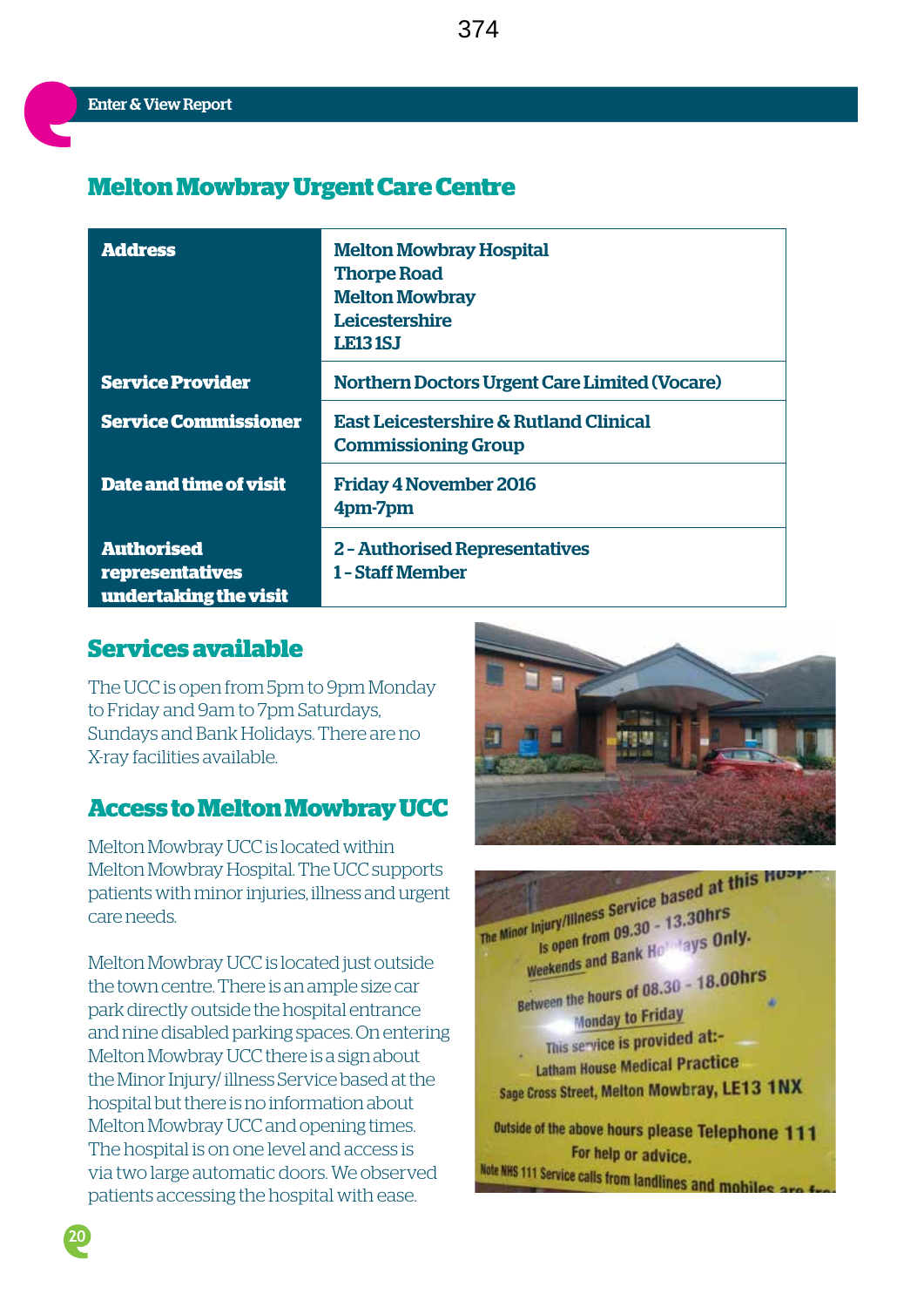## Melton Mowbray Urgent Care Centre

| | |
|---|---|
| **Address** | Melton Mowbray Hospital<br>Thorpe Road<br>Melton Mowbray<br>Leicestershire<br>LE13 1SJ |
| **Service Provider** | Northern Doctors Urgent Care Limited (Vocare) |
| **Service Commissioner** | East Leicestershire & Rutland Clinical Commissioning Group |
| **Date and time of visit** | Friday 4 November 2016<br>4pm-7pm |
| **Authorised representatives undertaking the visit** | 2 - Authorised Representatives<br>1 - Staff Member |

### Services available

The UCC is open from 5pm to 9pm Monday to Friday and 9am to 7pm Saturdays, Sundays and Bank Holidays. There are no X-ray facilities available.

### Access to Melton Mowbray UCC

Melton Mowbray UCC is located within Melton Mowbray Hospital. The UCC supports patients with minor injuries, illness and urgent care needs.

Melton Mowbray UCC is located just outside the town centre. There is an ample size car park directly outside the hospital entrance and nine disabled parking spaces. On entering Melton Mowbray UCC there is a sign about the Minor Injury/ illness Service based at the hospital but there is no information about Melton Mowbray UCC and opening times. The hospital is on one level and access is via two large automatic doors. We observed patients accessing the hospital with ease.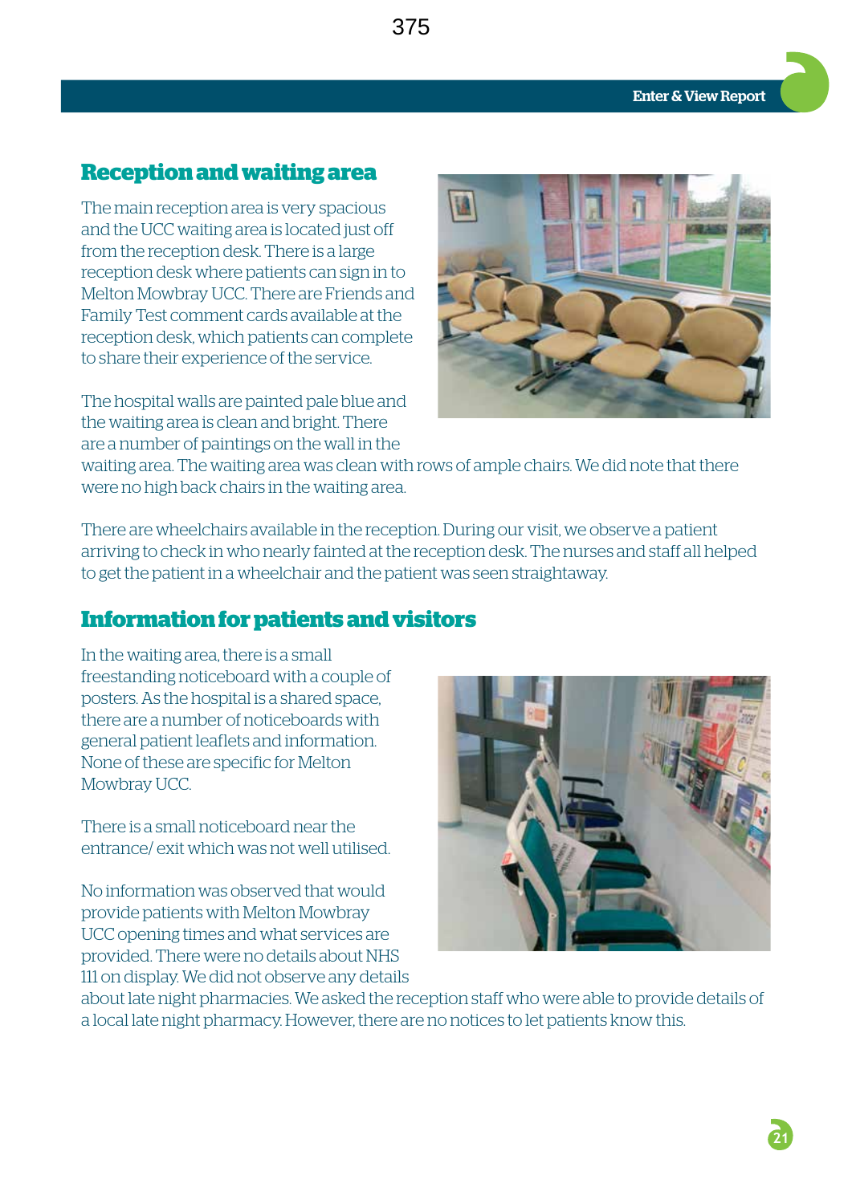## Reception and waiting area

The main reception area is very spacious and the UCC waiting area is located just off from the reception desk. There is a large reception desk where patients can sign in to Melton Mowbray UCC. There are Friends and Family Test comment cards available at the reception desk, which patients can complete to share their experience of the service.

The hospital walls are painted pale blue and the waiting area is clean and bright. There are a number of paintings on the wall in the waiting area. The waiting area was clean with rows of ample chairs. We did note that there were no high back chairs in the waiting area.

There are wheelchairs available in the reception. During our visit, we observe a patient arriving to check in who nearly fainted at the reception desk. The nurses and staff all helped to get the patient in a wheelchair and the patient was seen straightaway.

## Information for patients and visitors

In the waiting area, there is a small freestanding noticeboard with a couple of posters. As the hospital is a shared space, there are a number of noticeboards with general patient leaflets and information. None of these are specific for Melton Mowbray UCC.

There is a small noticeboard near the entrance/ exit which was not well utilised.

No information was observed that would provide patients with Melton Mowbray UCC opening times and what services are provided. There were no details about NHS 111 on display. We did not observe any details about late night pharmacies. We asked the reception staff who were able to provide details of a local late night pharmacy. However, there are no notices to let patients know this.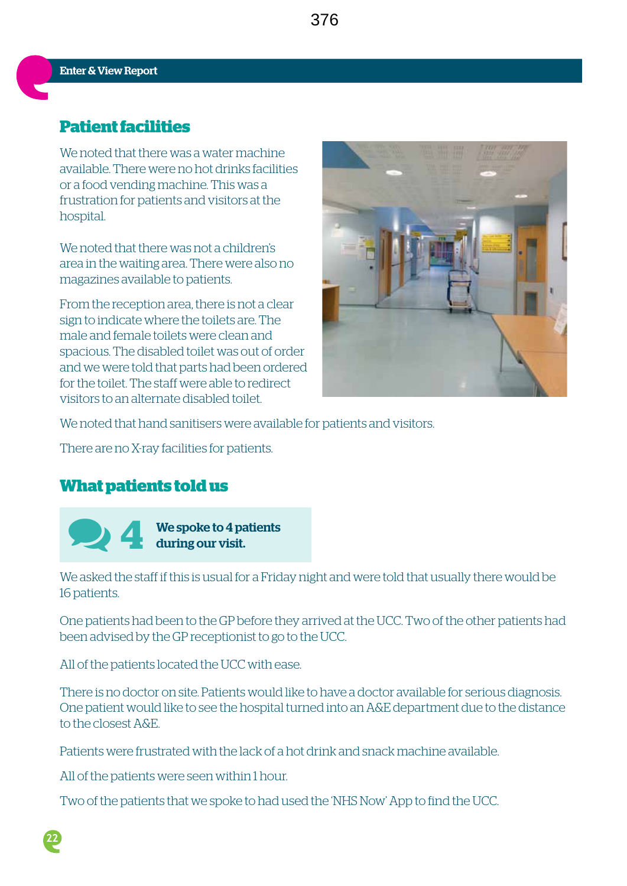## Patient facilities

We noted that there was a water machine available. There were no hot drinks facilities or a food vending machine. This was a frustration for patients and visitors at the hospital.

We noted that there was not a children's area in the waiting area. There were also no magazines available to patients.

From the reception area, there is not a clear sign to indicate where the toilets are. The male and female toilets were clean and spacious. The disabled toilet was out of order and we were told that parts had been ordered for the toilet. The staff were able to redirect visitors to an alternate disabled toilet.

We noted that hand sanitisers were available for patients and visitors.

There are no X-ray facilities for patients.

## What patients told us

**4** **We spoke to 4 patients during our visit.**

We asked the staff if this is usual for a Friday night and were told that usually there would be 16 patients.

One patients had been to the GP before they arrived at the UCC. Two of the other patients had been advised by the GP receptionist to go to the UCC.

All of the patients located the UCC with ease.

There is no doctor on site. Patients would like to have a doctor available for serious diagnosis. One patient would like to see the hospital turned into an A&E department due to the distance to the closest A&E.

Patients were frustrated with the lack of a hot drink and snack machine available.

All of the patients were seen within 1 hour.

Two of the patients that we spoke to had used the 'NHS Now' App to find the UCC.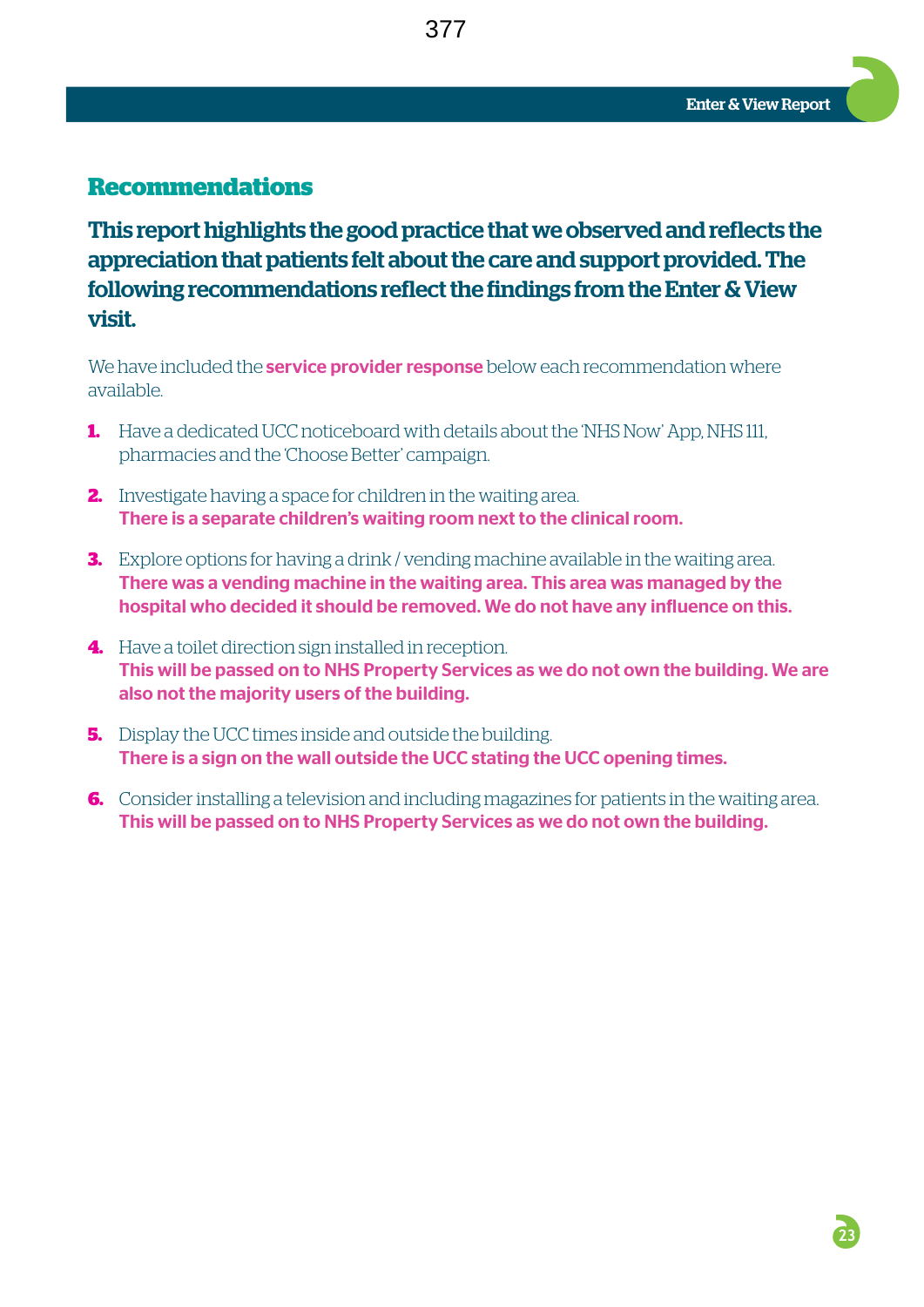## Recommendations

**This report highlights the good practice that we observed and reflects the appreciation that patients felt about the care and support provided. The following recommendations reflect the findings from the Enter & View visit.**

We have included the **service provider response** below each recommendation where available.

1. Have a dedicated UCC noticeboard with details about the 'NHS Now' App, NHS 111, pharmacies and the 'Choose Better' campaign.

2. Investigate having a space for children in the waiting area.
   **There is a separate children's waiting room next to the clinical room.**

3. Explore options for having a drink / vending machine available in the waiting area.
   **There was a vending machine in the waiting area. This area was managed by the hospital who decided it should be removed. We do not have any influence on this.**

4. Have a toilet direction sign installed in reception.
   **This will be passed on to NHS Property Services as we do not own the building. We are also not the majority users of the building.**

5. Display the UCC times inside and outside the building.
   **There is a sign on the wall outside the UCC stating the UCC opening times.**

6. Consider installing a television and including magazines for patients in the waiting area.
   **This will be passed on to NHS Property Services as we do not own the building.**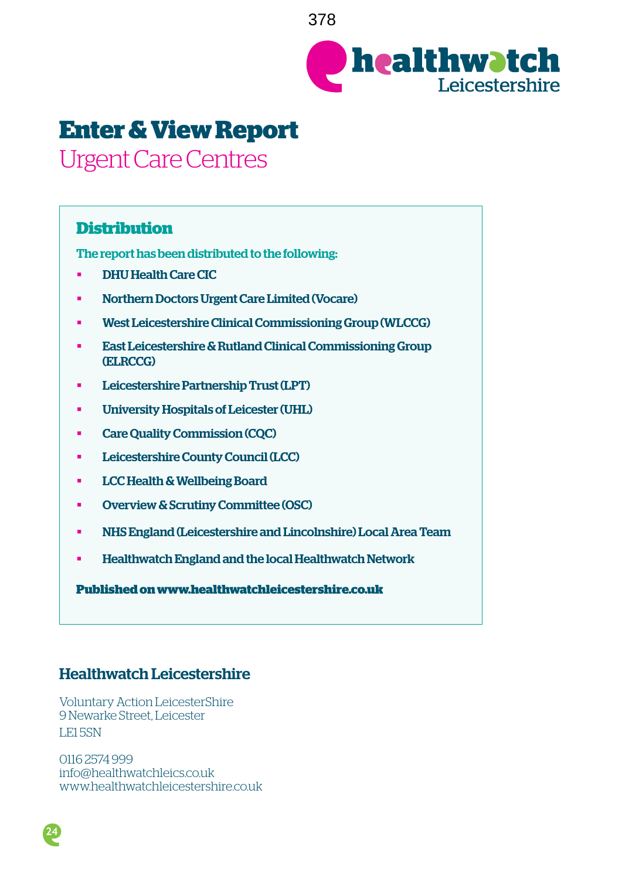# Enter & View Report

## Urgent Care Centres

### Distribution

The report has been distributed to the following:

- DHU Health Care CIC
- Northern Doctors Urgent Care Limited (Vocare)
- West Leicestershire Clinical Commissioning Group (WLCCG)
- East Leicestershire & Rutland Clinical Commissioning Group (ELRCCG)
- Leicestershire Partnership Trust (LPT)
- University Hospitals of Leicester (UHL)
- Care Quality Commission (CQC)
- Leicestershire County Council (LCC)
- LCC Health & Wellbeing Board
- Overview & Scrutiny Committee (OSC)
- NHS England (Leicestershire and Lincolnshire) Local Area Team
- Healthwatch England and the local Healthwatch Network

**Published on www.healthwatchleicestershire.co.uk**

## Healthwatch Leicestershire

Voluntary Action LeicesterShire
9 Newarke Street, Leicester
LE1 5SN

0116 2574 999
info@healthwatchleics.co.uk
www.healthwatchleicestershire.co.uk